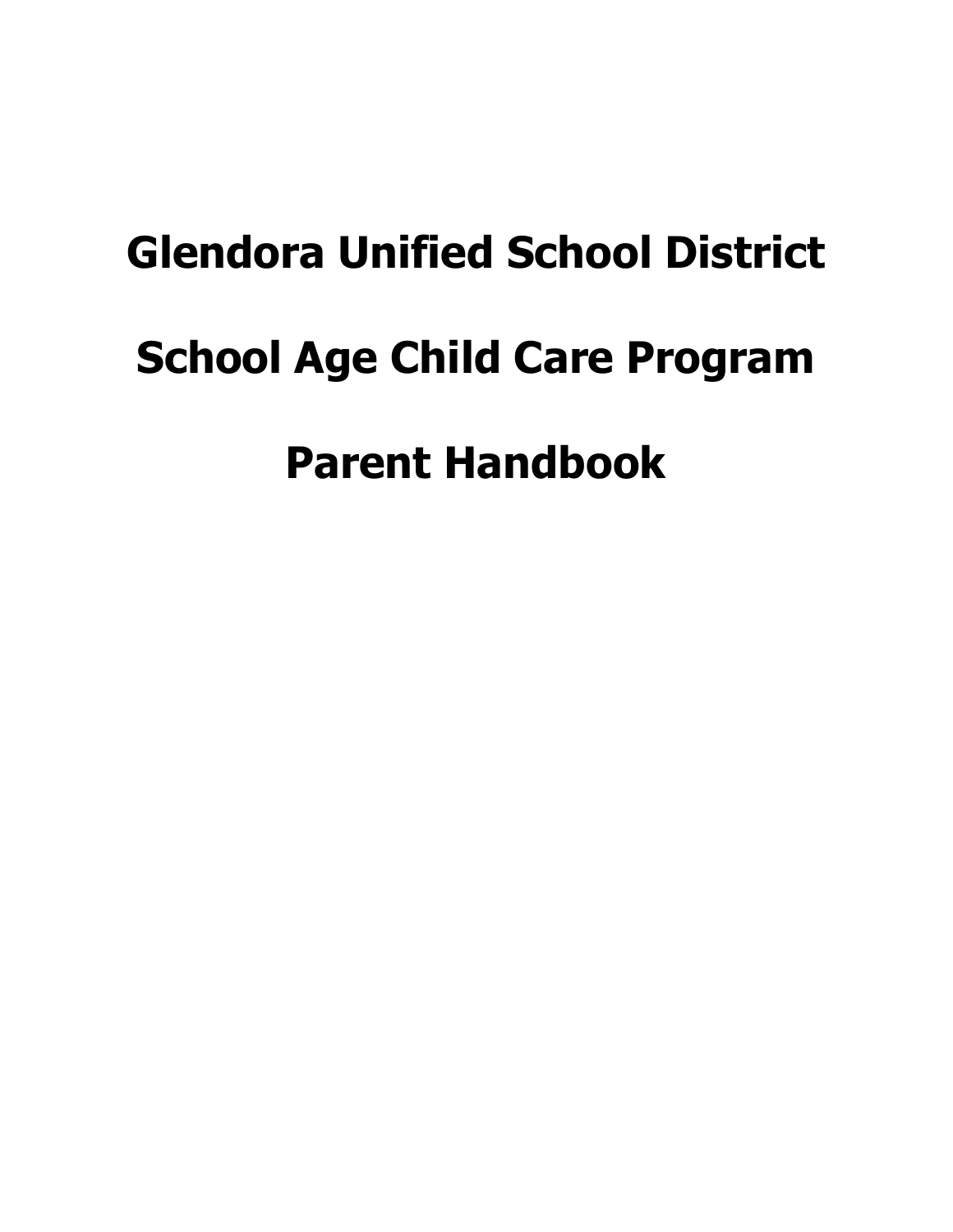# Glendora Unified School District

# School Age Child Care Program

# Parent Handbook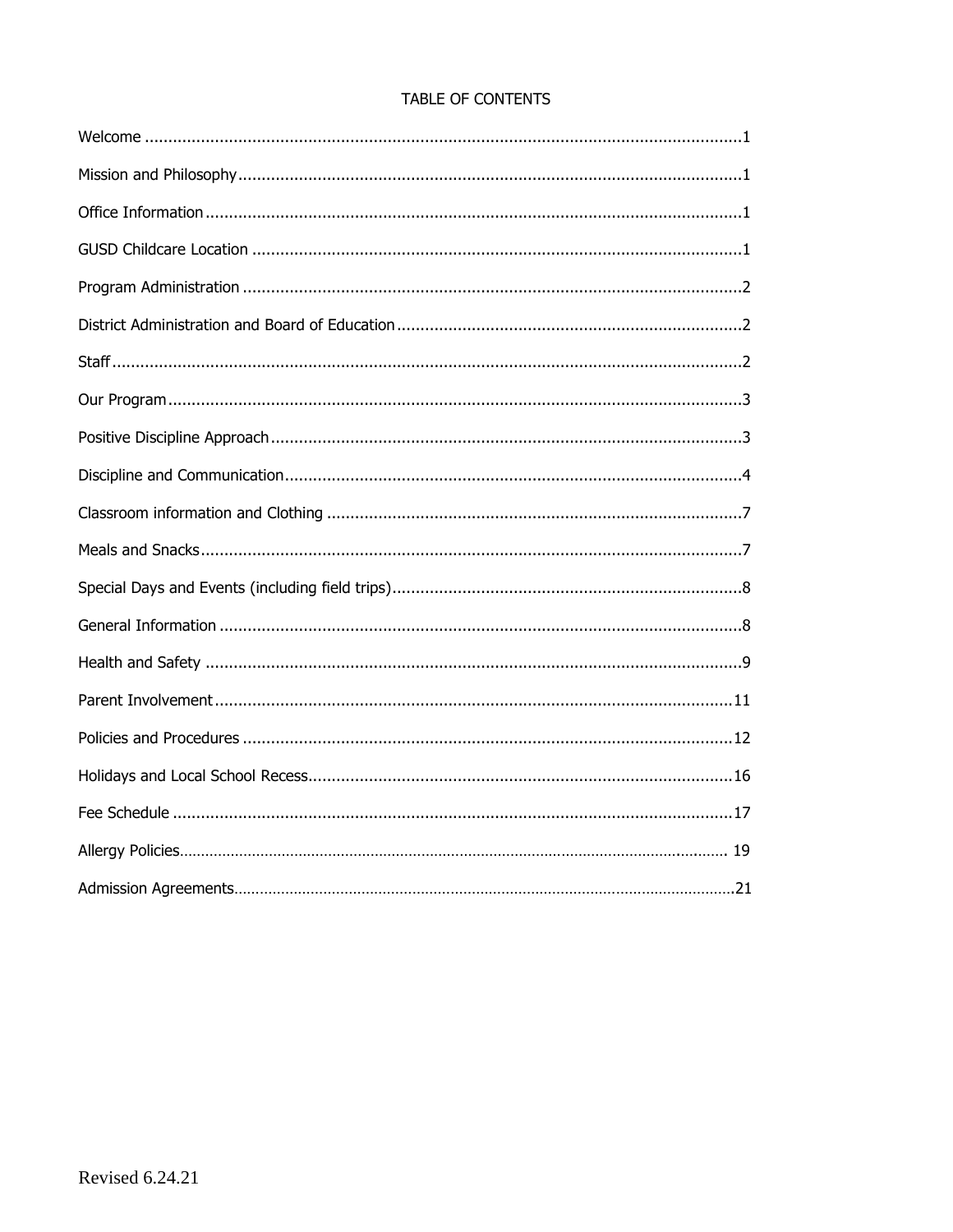# TABLE OF CONTENTS

Welcome ........................................................................................................................1

Mission and Philosophy ..................................................................................................1

Office Information ..........................................................................................................1

GUSD Childcare Location ................................................................................................1

Program Administration ..................................................................................................2

District Administration and Board of Education ..................................................................2

Staff ..............................................................................................................................2

Our Program ..................................................................................................................3

Positive Discipline Approach ............................................................................................3

Discipline and Communication ..........................................................................................4

Classroom information and Clothing .................................................................................7

Meals and Snacks ...........................................................................................................7

Special Days and Events (including field trips) ...................................................................8

General Information ........................................................................................................8

Health and Safety ...........................................................................................................9

Parent Involvement .......................................................................................................11

Policies and Procedures .................................................................................................12

Holidays and Local School Recess ...................................................................................16

Fee Schedule ................................................................................................................17

Allergy Policies ..............................................................................................................19

Admission Agreements ...................................................................................................21

Revised 6.24.21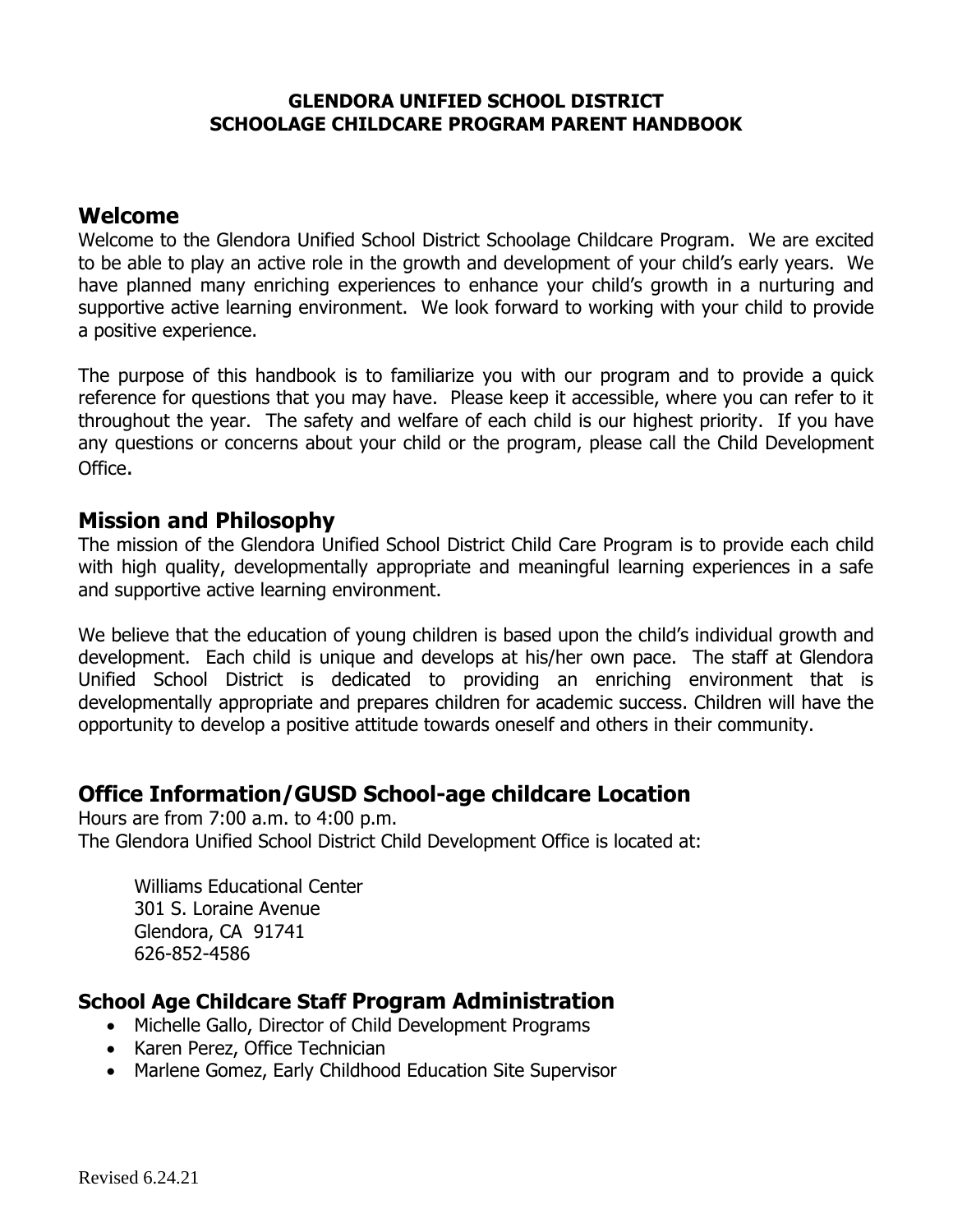**GLENDORA UNIFIED SCHOOL DISTRICT**
**SCHOOLAGE CHILDCARE PROGRAM PARENT HANDBOOK**

## Welcome

Welcome to the Glendora Unified School District Schoolage Childcare Program. We are excited to be able to play an active role in the growth and development of your child's early years. We have planned many enriching experiences to enhance your child's growth in a nurturing and supportive active learning environment. We look forward to working with your child to provide a positive experience.

The purpose of this handbook is to familiarize you with our program and to provide a quick reference for questions that you may have. Please keep it accessible, where you can refer to it throughout the year. The safety and welfare of each child is our highest priority. If you have any questions or concerns about your child or the program, please call the Child Development Office.

## Mission and Philosophy

The mission of the Glendora Unified School District Child Care Program is to provide each child with high quality, developmentally appropriate and meaningful learning experiences in a safe and supportive active learning environment.

We believe that the education of young children is based upon the child's individual growth and development. Each child is unique and develops at his/her own pace. The staff at Glendora Unified School District is dedicated to providing an enriching environment that is developmentally appropriate and prepares children for academic success. Children will have the opportunity to develop a positive attitude towards oneself and others in their community.

## Office Information/GUSD School-age childcare Location

Hours are from 7:00 a.m. to 4:00 p.m.
The Glendora Unified School District Child Development Office is located at:

Williams Educational Center
301 S. Loraine Avenue
Glendora, CA 91741
626-852-4586

### School Age Childcare Staff Program Administration

- Michelle Gallo, Director of Child Development Programs
- Karen Perez, Office Technician
- Marlene Gomez, Early Childhood Education Site Supervisor

Revised 6.24.21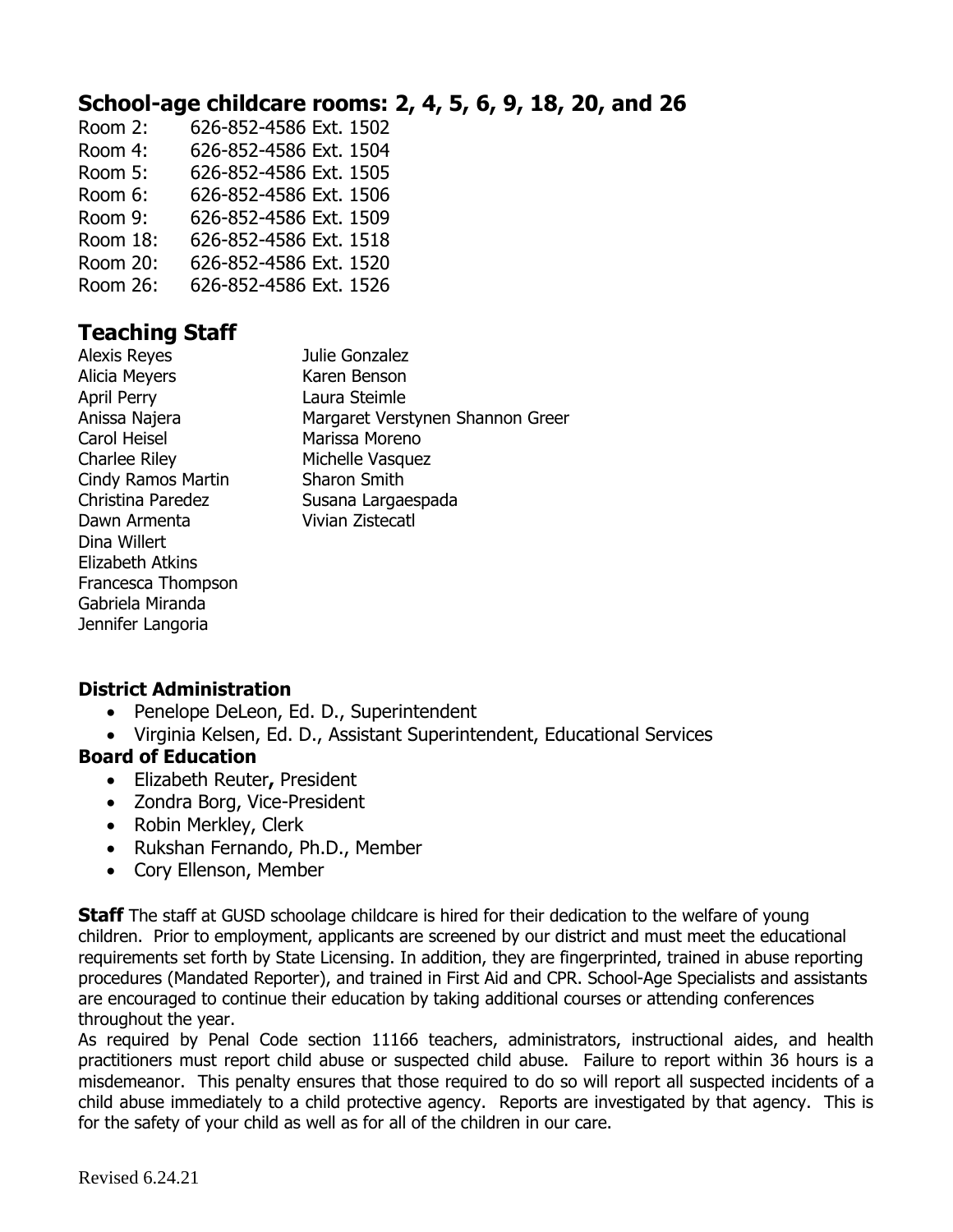## School-age childcare rooms: 2, 4, 5, 6, 9, 18, 20, and 26

Room 2: 626-852-4586 Ext. 1502
Room 4: 626-852-4586 Ext. 1504
Room 5: 626-852-4586 Ext. 1505
Room 6: 626-852-4586 Ext. 1506
Room 9: 626-852-4586 Ext. 1509
Room 18: 626-852-4586 Ext. 1518
Room 20: 626-852-4586 Ext. 1520
Room 26: 626-852-4586 Ext. 1526

## Teaching Staff

Alexis Reyes
Alicia Meyers
April Perry
Anissa Najera
Carol Heisel
Charlee Riley
Cindy Ramos Martin
Christina Paredez
Dawn Armenta
Dina Willert
Elizabeth Atkins
Francesca Thompson
Gabriela Miranda
Jennifer Langoria
Julie Gonzalez
Karen Benson
Laura Steimle
Margaret Verstynen Shannon Greer
Marissa Moreno
Michelle Vasquez
Sharon Smith
Susana Largaespada
Vivian Zistecatl

### District Administration

- Penelope DeLeon, Ed. D., Superintendent
- Virginia Kelsen, Ed. D., Assistant Superintendent, Educational Services

### Board of Education

- Elizabeth Reuter**,** President
- Zondra Borg, Vice-President
- Robin Merkley, Clerk
- Rukshan Fernando, Ph.D., Member
- Cory Ellenson, Member

**Staff** The staff at GUSD schoolage childcare is hired for their dedication to the welfare of young children. Prior to employment, applicants are screened by our district and must meet the educational requirements set forth by State Licensing. In addition, they are fingerprinted, trained in abuse reporting procedures (Mandated Reporter), and trained in First Aid and CPR. School-Age Specialists and assistants are encouraged to continue their education by taking additional courses or attending conferences throughout the year.

As required by Penal Code section 11166 teachers, administrators, instructional aides, and health practitioners must report child abuse or suspected child abuse. Failure to report within 36 hours is a misdemeanor. This penalty ensures that those required to do so will report all suspected incidents of a child abuse immediately to a child protective agency. Reports are investigated by that agency. This is for the safety of your child as well as for all of the children in our care.

Revised 6.24.21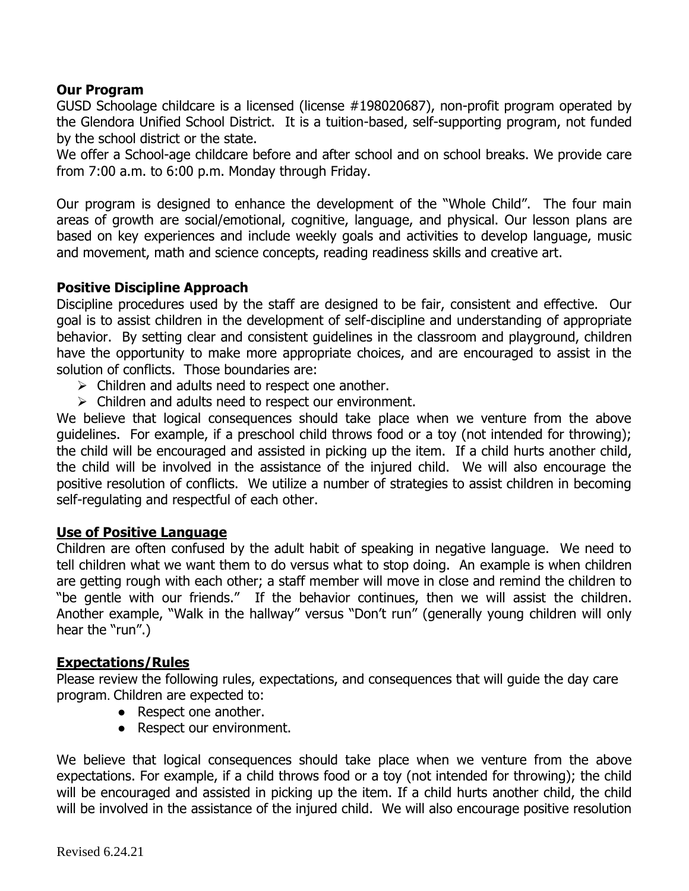### Our Program

GUSD Schoolage childcare is a licensed (license #198020687), non-profit program operated by the Glendora Unified School District. It is a tuition-based, self-supporting program, not funded by the school district or the state.

We offer a School-age childcare before and after school and on school breaks. We provide care from 7:00 a.m. to 6:00 p.m. Monday through Friday.

Our program is designed to enhance the development of the "Whole Child". The four main areas of growth are social/emotional, cognitive, language, and physical. Our lesson plans are based on key experiences and include weekly goals and activities to develop language, music and movement, math and science concepts, reading readiness skills and creative art.

### Positive Discipline Approach

Discipline procedures used by the staff are designed to be fair, consistent and effective. Our goal is to assist children in the development of self-discipline and understanding of appropriate behavior. By setting clear and consistent guidelines in the classroom and playground, children have the opportunity to make more appropriate choices, and are encouraged to assist in the solution of conflicts. Those boundaries are:

- Children and adults need to respect one another.
- Children and adults need to respect our environment.

We believe that logical consequences should take place when we venture from the above guidelines. For example, if a preschool child throws food or a toy (not intended for throwing); the child will be encouraged and assisted in picking up the item. If a child hurts another child, the child will be involved in the assistance of the injured child. We will also encourage the positive resolution of conflicts. We utilize a number of strategies to assist children in becoming self-regulating and respectful of each other.

### Use of Positive Language

Children are often confused by the adult habit of speaking in negative language. We need to tell children what we want them to do versus what to stop doing. An example is when children are getting rough with each other; a staff member will move in close and remind the children to "be gentle with our friends." If the behavior continues, then we will assist the children. Another example, "Walk in the hallway" versus "Don't run" (generally young children will only hear the "run".)

### Expectations/Rules

Please review the following rules, expectations, and consequences that will guide the day care program. Children are expected to:

- Respect one another.
- Respect our environment.

We believe that logical consequences should take place when we venture from the above expectations. For example, if a child throws food or a toy (not intended for throwing); the child will be encouraged and assisted in picking up the item. If a child hurts another child, the child will be involved in the assistance of the injured child. We will also encourage positive resolution

Revised 6.24.21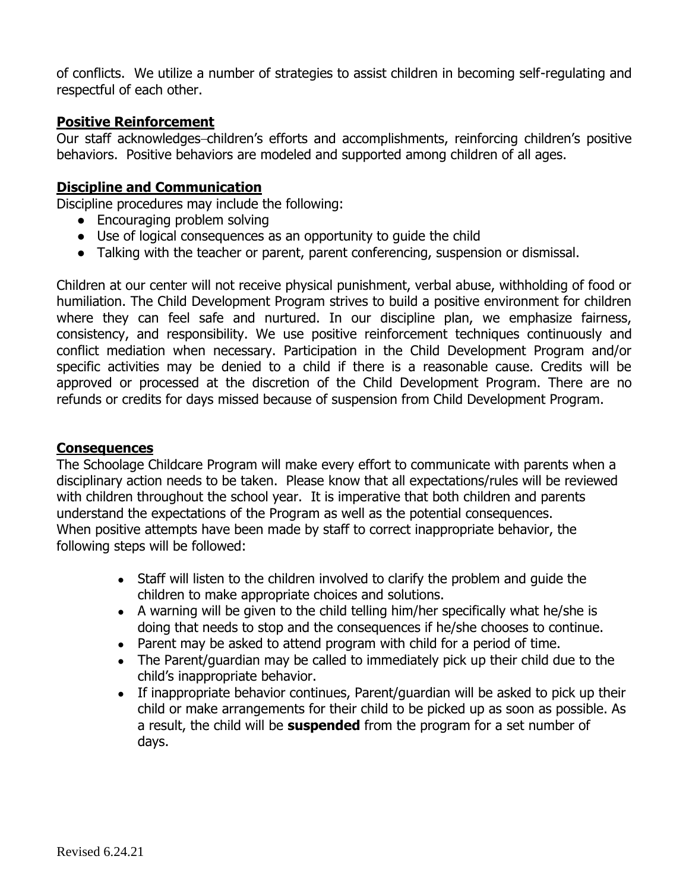of conflicts. We utilize a number of strategies to assist children in becoming self-regulating and respectful of each other.

## Positive Reinforcement

Our staff acknowledges children's efforts and accomplishments, reinforcing children's positive behaviors. Positive behaviors are modeled and supported among children of all ages.

## Discipline and Communication

Discipline procedures may include the following:

- Encouraging problem solving
- Use of logical consequences as an opportunity to guide the child
- Talking with the teacher or parent, parent conferencing, suspension or dismissal.

Children at our center will not receive physical punishment, verbal abuse, withholding of food or humiliation. The Child Development Program strives to build a positive environment for children where they can feel safe and nurtured. In our discipline plan, we emphasize fairness, consistency, and responsibility. We use positive reinforcement techniques continuously and conflict mediation when necessary. Participation in the Child Development Program and/or specific activities may be denied to a child if there is a reasonable cause. Credits will be approved or processed at the discretion of the Child Development Program. There are no refunds or credits for days missed because of suspension from Child Development Program.

## Consequences

The Schoolage Childcare Program will make every effort to communicate with parents when a disciplinary action needs to be taken. Please know that all expectations/rules will be reviewed with children throughout the school year. It is imperative that both children and parents understand the expectations of the Program as well as the potential consequences.
When positive attempts have been made by staff to correct inappropriate behavior, the following steps will be followed:

- Staff will listen to the children involved to clarify the problem and guide the children to make appropriate choices and solutions.
- A warning will be given to the child telling him/her specifically what he/she is doing that needs to stop and the consequences if he/she chooses to continue.
- Parent may be asked to attend program with child for a period of time.
- The Parent/guardian may be called to immediately pick up their child due to the child's inappropriate behavior.
- If inappropriate behavior continues, Parent/guardian will be asked to pick up their child or make arrangements for their child to be picked up as soon as possible. As a result, the child will be **suspended** from the program for a set number of days.

Revised 6.24.21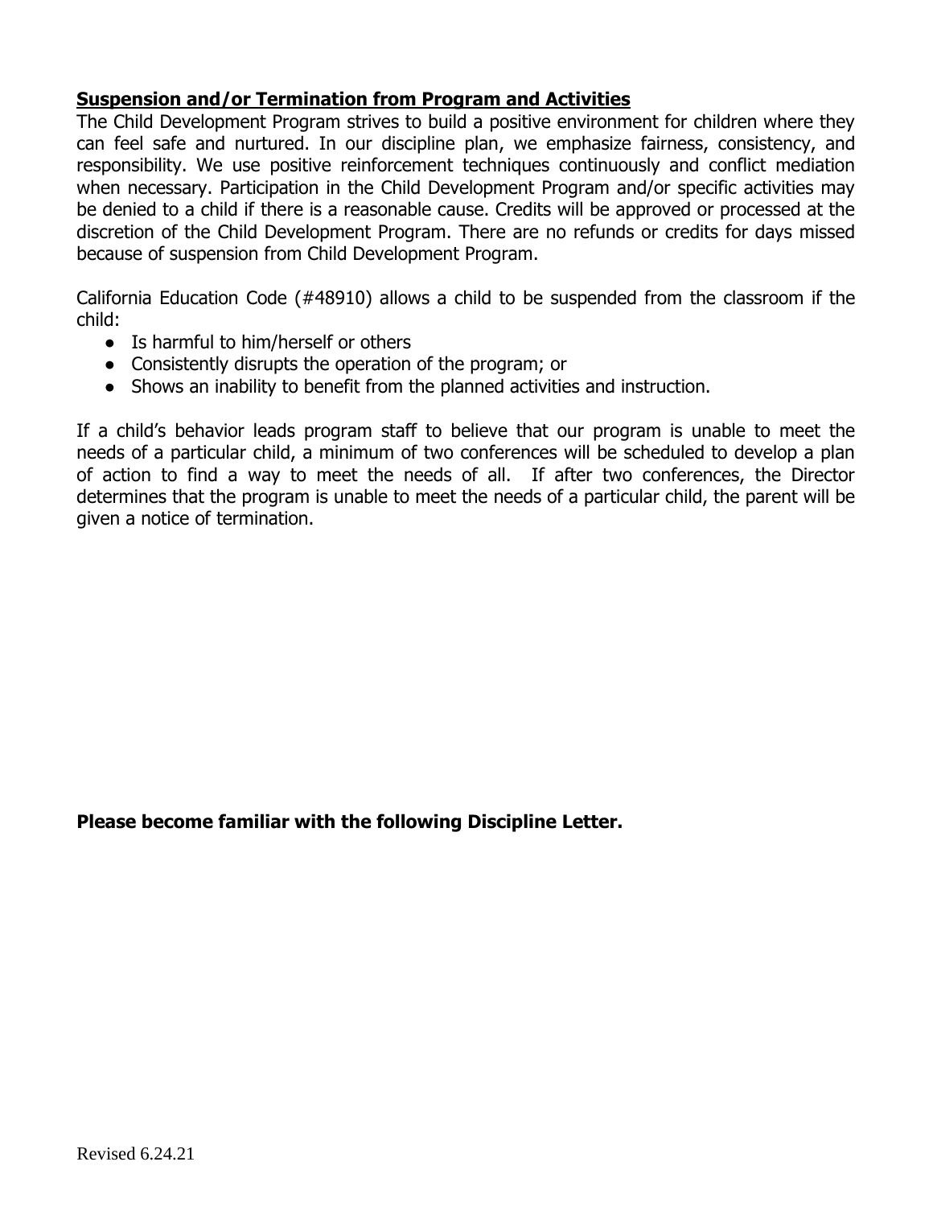## **Suspension and/or Termination from Program and Activities**

The Child Development Program strives to build a positive environment for children where they can feel safe and nurtured. In our discipline plan, we emphasize fairness, consistency, and responsibility. We use positive reinforcement techniques continuously and conflict mediation when necessary. Participation in the Child Development Program and/or specific activities may be denied to a child if there is a reasonable cause. Credits will be approved or processed at the discretion of the Child Development Program. There are no refunds or credits for days missed because of suspension from Child Development Program.

California Education Code (#48910) allows a child to be suspended from the classroom if the child:

- Is harmful to him/herself or others
- Consistently disrupts the operation of the program; or
- Shows an inability to benefit from the planned activities and instruction.

If a child's behavior leads program staff to believe that our program is unable to meet the needs of a particular child, a minimum of two conferences will be scheduled to develop a plan of action to find a way to meet the needs of all. If after two conferences, the Director determines that the program is unable to meet the needs of a particular child, the parent will be given a notice of termination.

**Please become familiar with the following Discipline Letter.**

Revised 6.24.21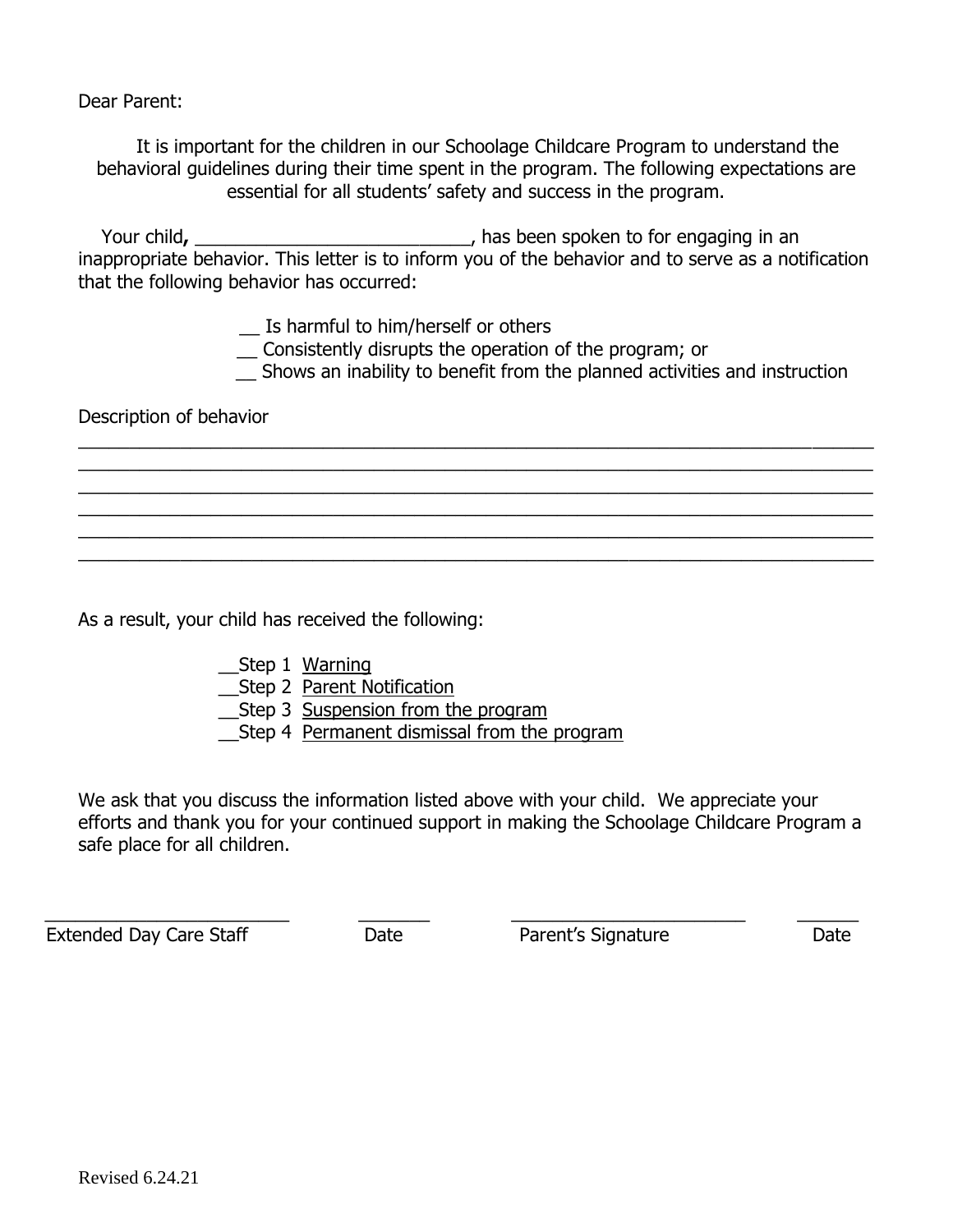Dear Parent:

It is important for the children in our Schoolage Childcare Program to understand the behavioral guidelines during their time spent in the program. The following expectations are essential for all students' safety and success in the program.

Your child**,** ___________________________, has been spoken to for engaging in an inappropriate behavior. This letter is to inform you of the behavior and to serve as a notification that the following behavior has occurred:

__ Is harmful to him/herself or others
__ Consistently disrupts the operation of the program; or
__ Shows an inability to benefit from the planned activities and instruction

Description of behavior
_______________________________________________________________________________
_______________________________________________________________________________
_______________________________________________________________________________
_______________________________________________________________________________
_______________________________________________________________________________
_______________________________________________________________________________

As a result, your child has received the following:

__Step 1 <u>Warning</u>
__Step 2 <u>Parent Notification</u>
__Step 3 <u>Suspension from the program</u>
__Step 4 <u>Permanent dismissal from the program</u>

We ask that you discuss the information listed above with your child. We appreciate your efforts and thank you for your continued support in making the Schoolage Childcare Program a safe place for all children.

________________________ _______ ________________________ ______
Extended Day Care Staff Date Parent's Signature Date

Revised 6.24.21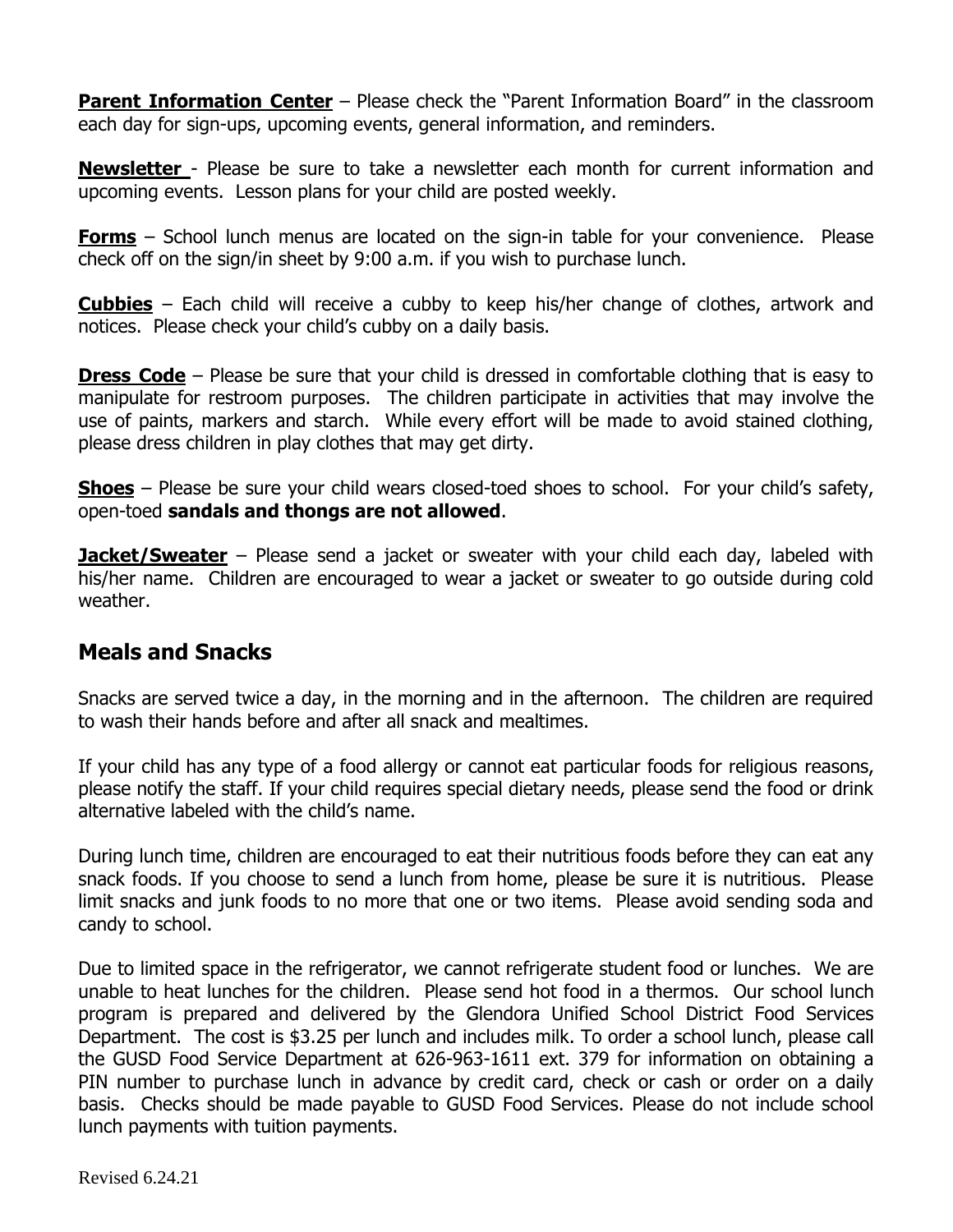**Parent Information Center** – Please check the "Parent Information Board" in the classroom each day for sign-ups, upcoming events, general information, and reminders.

**Newsletter** - Please be sure to take a newsletter each month for current information and upcoming events. Lesson plans for your child are posted weekly.

**Forms** – School lunch menus are located on the sign-in table for your convenience. Please check off on the sign/in sheet by 9:00 a.m. if you wish to purchase lunch.

**Cubbies** – Each child will receive a cubby to keep his/her change of clothes, artwork and notices. Please check your child's cubby on a daily basis.

**Dress Code** – Please be sure that your child is dressed in comfortable clothing that is easy to manipulate for restroom purposes. The children participate in activities that may involve the use of paints, markers and starch. While every effort will be made to avoid stained clothing, please dress children in play clothes that may get dirty.

**Shoes** – Please be sure your child wears closed-toed shoes to school. For your child's safety, open-toed **sandals and thongs are not allowed**.

**Jacket/Sweater** – Please send a jacket or sweater with your child each day, labeled with his/her name. Children are encouraged to wear a jacket or sweater to go outside during cold weather.

## Meals and Snacks

Snacks are served twice a day, in the morning and in the afternoon. The children are required to wash their hands before and after all snack and mealtimes.

If your child has any type of a food allergy or cannot eat particular foods for religious reasons, please notify the staff. If your child requires special dietary needs, please send the food or drink alternative labeled with the child's name.

During lunch time, children are encouraged to eat their nutritious foods before they can eat any snack foods. If you choose to send a lunch from home, please be sure it is nutritious. Please limit snacks and junk foods to no more that one or two items. Please avoid sending soda and candy to school.

Due to limited space in the refrigerator, we cannot refrigerate student food or lunches. We are unable to heat lunches for the children. Please send hot food in a thermos. Our school lunch program is prepared and delivered by the Glendora Unified School District Food Services Department. The cost is $3.25 per lunch and includes milk. To order a school lunch, please call the GUSD Food Service Department at 626-963-1611 ext. 379 for information on obtaining a PIN number to purchase lunch in advance by credit card, check or cash or order on a daily basis. Checks should be made payable to GUSD Food Services. Please do not include school lunch payments with tuition payments.

Revised 6.24.21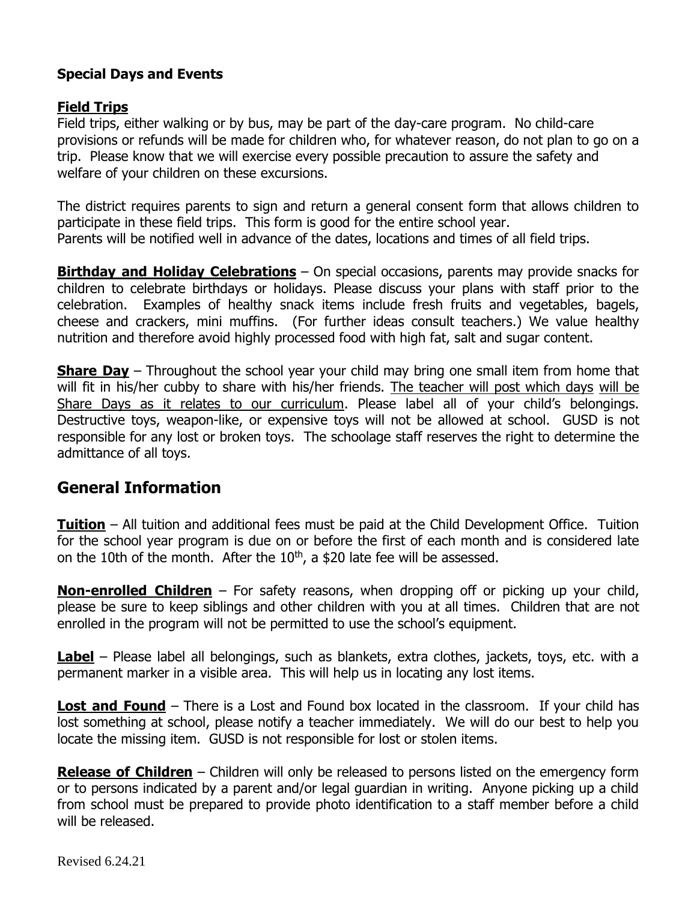**Special Days and Events**

**Field Trips**

Field trips, either walking or by bus, may be part of the day-care program. No child-care provisions or refunds will be made for children who, for whatever reason, do not plan to go on a trip. Please know that we will exercise every possible precaution to assure the safety and welfare of your children on these excursions.

The district requires parents to sign and return a general consent form that allows children to participate in these field trips. This form is good for the entire school year.
Parents will be notified well in advance of the dates, locations and times of all field trips.

**Birthday and Holiday Celebrations** – On special occasions, parents may provide snacks for children to celebrate birthdays or holidays. Please discuss your plans with staff prior to the celebration. Examples of healthy snack items include fresh fruits and vegetables, bagels, cheese and crackers, mini muffins. (For further ideas consult teachers.) We value healthy nutrition and therefore avoid highly processed food with high fat, salt and sugar content.

**Share Day** – Throughout the school year your child may bring one small item from home that will fit in his/her cubby to share with his/her friends. The teacher will post which days will be Share Days as it relates to our curriculum. Please label all of your child's belongings. Destructive toys, weapon-like, or expensive toys will not be allowed at school. GUSD is not responsible for any lost or broken toys. The schoolage staff reserves the right to determine the admittance of all toys.

## General Information

**Tuition** – All tuition and additional fees must be paid at the Child Development Office. Tuition for the school year program is due on or before the first of each month and is considered late on the 10th of the month. After the 10th, a $20 late fee will be assessed.

**Non-enrolled Children** – For safety reasons, when dropping off or picking up your child, please be sure to keep siblings and other children with you at all times. Children that are not enrolled in the program will not be permitted to use the school's equipment.

**Label** – Please label all belongings, such as blankets, extra clothes, jackets, toys, etc. with a permanent marker in a visible area. This will help us in locating any lost items.

**Lost and Found** – There is a Lost and Found box located in the classroom. If your child has lost something at school, please notify a teacher immediately. We will do our best to help you locate the missing item. GUSD is not responsible for lost or stolen items.

**Release of Children** – Children will only be released to persons listed on the emergency form or to persons indicated by a parent and/or legal guardian in writing. Anyone picking up a child from school must be prepared to provide photo identification to a staff member before a child will be released.

Revised 6.24.21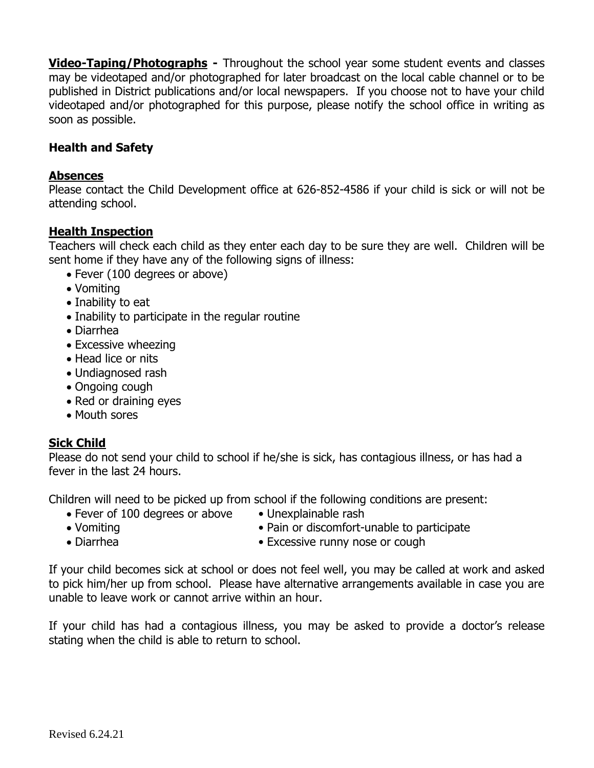**Video-Taping/Photographs -** Throughout the school year some student events and classes may be videotaped and/or photographed for later broadcast on the local cable channel or to be published in District publications and/or local newspapers. If you choose not to have your child videotaped and/or photographed for this purpose, please notify the school office in writing as soon as possible.

## Health and Safety

### Absences

Please contact the Child Development office at 626-852-4586 if your child is sick or will not be attending school.

### Health Inspection

Teachers will check each child as they enter each day to be sure they are well. Children will be sent home if they have any of the following signs of illness:

- Fever (100 degrees or above)
- Vomiting
- Inability to eat
- Inability to participate in the regular routine
- Diarrhea
- Excessive wheezing
- Head lice or nits
- Undiagnosed rash
- Ongoing cough
- Red or draining eyes
- Mouth sores

### Sick Child

Please do not send your child to school if he/she is sick, has contagious illness, or has had a fever in the last 24 hours.

Children will need to be picked up from school if the following conditions are present:

- Fever of 100 degrees or above
- Vomiting
- Diarrhea
- Unexplainable rash
- Pain or discomfort-unable to participate
- Excessive runny nose or cough

If your child becomes sick at school or does not feel well, you may be called at work and asked to pick him/her up from school. Please have alternative arrangements available in case you are unable to leave work or cannot arrive within an hour.

If your child has had a contagious illness, you may be asked to provide a doctor's release stating when the child is able to return to school.

Revised 6.24.21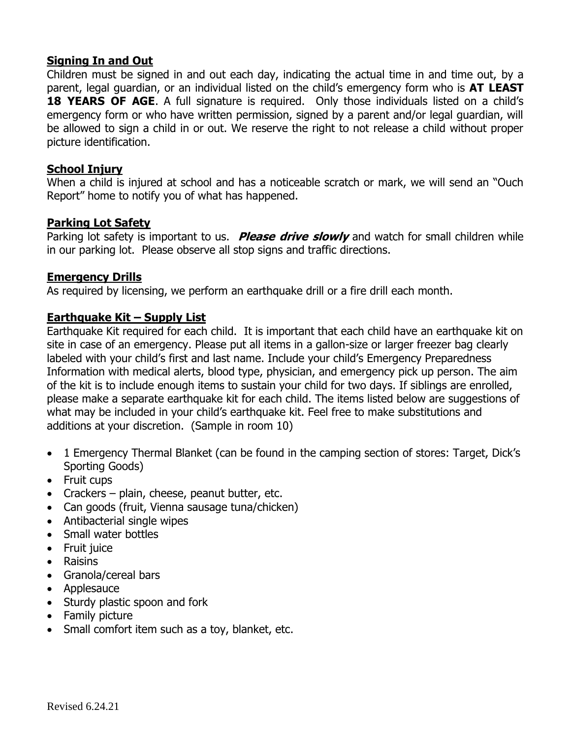## Signing In and Out

Children must be signed in and out each day, indicating the actual time in and time out, by a parent, legal guardian, or an individual listed on the child's emergency form who is **AT LEAST 18 YEARS OF AGE**. A full signature is required. Only those individuals listed on a child's emergency form or who have written permission, signed by a parent and/or legal guardian, will be allowed to sign a child in or out. We reserve the right to not release a child without proper picture identification.

## School Injury

When a child is injured at school and has a noticeable scratch or mark, we will send an "Ouch Report" home to notify you of what has happened.

## Parking Lot Safety

Parking lot safety is important to us. ***Please drive slowly*** and watch for small children while in our parking lot. Please observe all stop signs and traffic directions.

## Emergency Drills

As required by licensing, we perform an earthquake drill or a fire drill each month.

## Earthquake Kit – Supply List

Earthquake Kit required for each child. It is important that each child have an earthquake kit on site in case of an emergency. Please put all items in a gallon-size or larger freezer bag clearly labeled with your child's first and last name. Include your child's Emergency Preparedness Information with medical alerts, blood type, physician, and emergency pick up person. The aim of the kit is to include enough items to sustain your child for two days. If siblings are enrolled, please make a separate earthquake kit for each child. The items listed below are suggestions of what may be included in your child's earthquake kit. Feel free to make substitutions and additions at your discretion. (Sample in room 10)

- 1 Emergency Thermal Blanket (can be found in the camping section of stores: Target, Dick's Sporting Goods)
- Fruit cups
- Crackers – plain, cheese, peanut butter, etc.
- Can goods (fruit, Vienna sausage tuna/chicken)
- Antibacterial single wipes
- Small water bottles
- Fruit juice
- Raisins
- Granola/cereal bars
- Applesauce
- Sturdy plastic spoon and fork
- Family picture
- Small comfort item such as a toy, blanket, etc.

Revised 6.24.21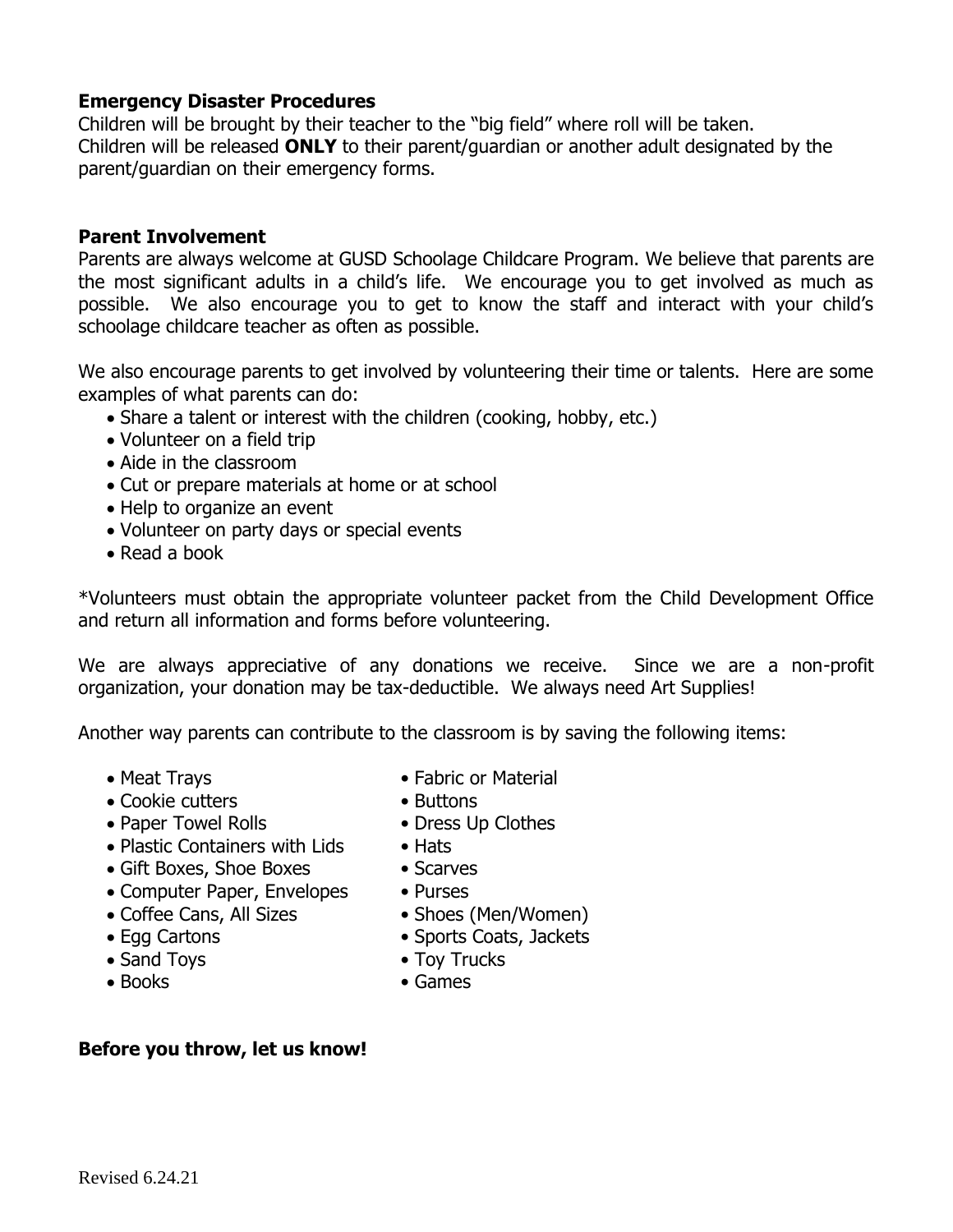**Emergency Disaster Procedures**

Children will be brought by their teacher to the "big field" where roll will be taken.
Children will be released **ONLY** to their parent/guardian or another adult designated by the parent/guardian on their emergency forms.

**Parent Involvement**

Parents are always welcome at GUSD Schoolage Childcare Program. We believe that parents are the most significant adults in a child's life. We encourage you to get involved as much as possible. We also encourage you to get to know the staff and interact with your child's schoolage childcare teacher as often as possible.

We also encourage parents to get involved by volunteering their time or talents. Here are some examples of what parents can do:

- Share a talent or interest with the children (cooking, hobby, etc.)
- Volunteer on a field trip
- Aide in the classroom
- Cut or prepare materials at home or at school
- Help to organize an event
- Volunteer on party days or special events
- Read a book

*Volunteers must obtain the appropriate volunteer packet from the Child Development Office and return all information and forms before volunteering.

We are always appreciative of any donations we receive. Since we are a non-profit organization, your donation may be tax-deductible. We always need Art Supplies!

Another way parents can contribute to the classroom is by saving the following items:

- Meat Trays
- Cookie cutters
- Paper Towel Rolls
- Plastic Containers with Lids
- Gift Boxes, Shoe Boxes
- Computer Paper, Envelopes
- Coffee Cans, All Sizes
- Egg Cartons
- Sand Toys
- Books
- Fabric or Material
- Buttons
- Dress Up Clothes
- Hats
- Scarves
- Purses
- Shoes (Men/Women)
- Sports Coats, Jackets
- Toy Trucks
- Games

**Before you throw, let us know!**

Revised 6.24.21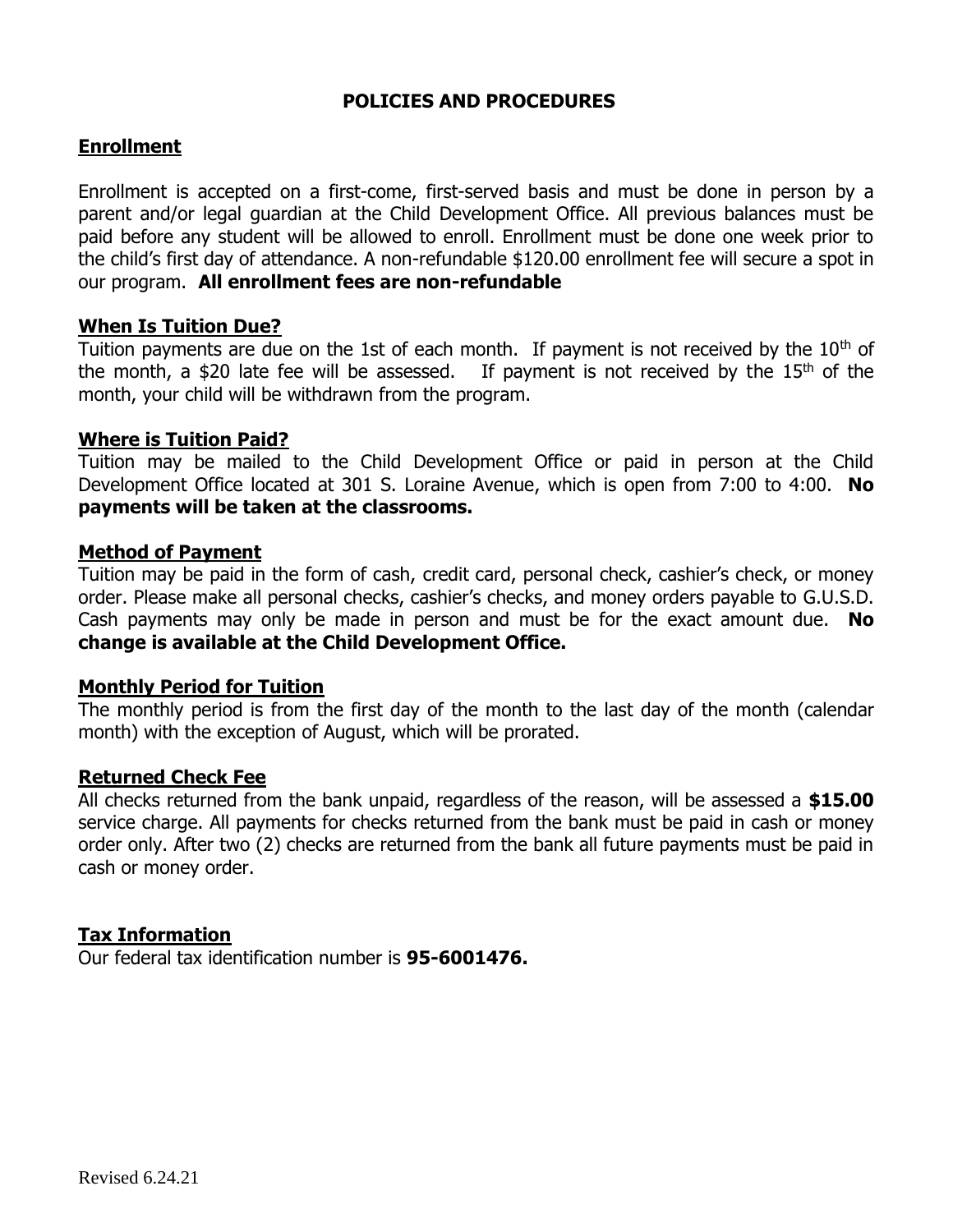# POLICIES AND PROCEDURES

## Enrollment

Enrollment is accepted on a first-come, first-served basis and must be done in person by a parent and/or legal guardian at the Child Development Office. All previous balances must be paid before any student will be allowed to enroll. Enrollment must be done one week prior to the child's first day of attendance. A non-refundable $120.00 enrollment fee will secure a spot in our program. **All enrollment fees are non-refundable**

## When Is Tuition Due?

Tuition payments are due on the 1st of each month. If payment is not received by the 10th of the month, a $20 late fee will be assessed. If payment is not received by the 15th of the month, your child will be withdrawn from the program.

## Where is Tuition Paid?

Tuition may be mailed to the Child Development Office or paid in person at the Child Development Office located at 301 S. Loraine Avenue, which is open from 7:00 to 4:00. **No payments will be taken at the classrooms.**

## Method of Payment

Tuition may be paid in the form of cash, credit card, personal check, cashier's check, or money order. Please make all personal checks, cashier's checks, and money orders payable to G.U.S.D. Cash payments may only be made in person and must be for the exact amount due. **No change is available at the Child Development Office.**

## Monthly Period for Tuition

The monthly period is from the first day of the month to the last day of the month (calendar month) with the exception of August, which will be prorated.

## Returned Check Fee

All checks returned from the bank unpaid, regardless of the reason, will be assessed a **$15.00** service charge. All payments for checks returned from the bank must be paid in cash or money order only. After two (2) checks are returned from the bank all future payments must be paid in cash or money order.

## Tax Information

Our federal tax identification number is **95-6001476.**

Revised 6.24.21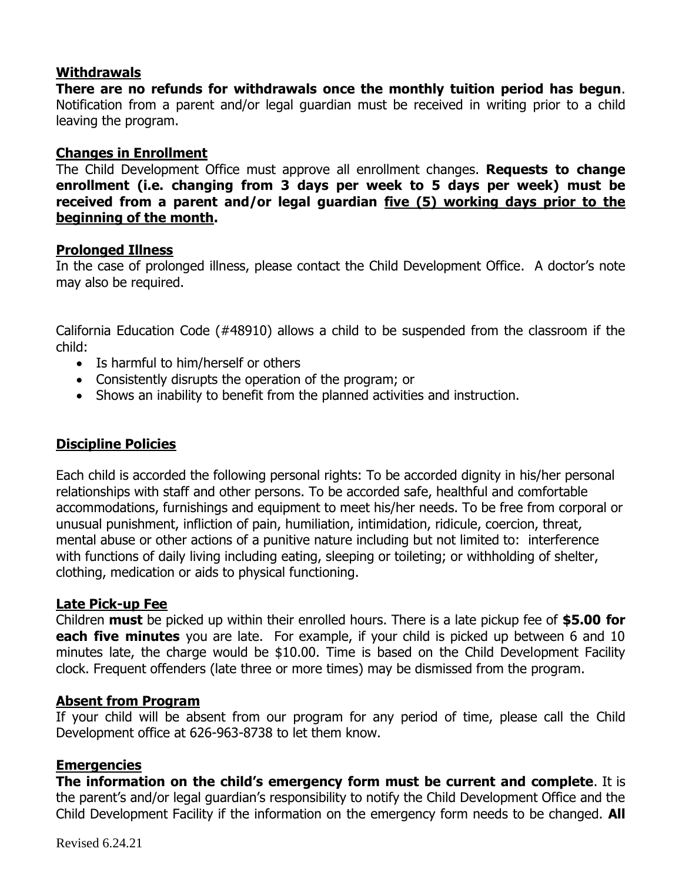## Withdrawals

**There are no refunds for withdrawals once the monthly tuition period has begun**. Notification from a parent and/or legal guardian must be received in writing prior to a child leaving the program.

## Changes in Enrollment

The Child Development Office must approve all enrollment changes. **Requests to change enrollment (i.e. changing from 3 days per week to 5 days per week) must be received from a parent and/or legal guardian five (5) working days prior to the beginning of the month.**

## Prolonged Illness

In the case of prolonged illness, please contact the Child Development Office. A doctor's note may also be required.

California Education Code (#48910) allows a child to be suspended from the classroom if the child:

- Is harmful to him/herself or others
- Consistently disrupts the operation of the program; or
- Shows an inability to benefit from the planned activities and instruction.

## Discipline Policies

Each child is accorded the following personal rights: To be accorded dignity in his/her personal relationships with staff and other persons. To be accorded safe, healthful and comfortable accommodations, furnishings and equipment to meet his/her needs. To be free from corporal or unusual punishment, infliction of pain, humiliation, intimidation, ridicule, coercion, threat, mental abuse or other actions of a punitive nature including but not limited to: interference with functions of daily living including eating, sleeping or toileting; or withholding of shelter, clothing, medication or aids to physical functioning.

## Late Pick-up Fee

Children **must** be picked up within their enrolled hours. There is a late pickup fee of **$5.00 for each five minutes** you are late. For example, if your child is picked up between 6 and 10 minutes late, the charge would be $10.00. Time is based on the Child Development Facility clock. Frequent offenders (late three or more times) may be dismissed from the program.

## Absent from Program

If your child will be absent from our program for any period of time, please call the Child Development office at 626-963-8738 to let them know.

## Emergencies

**The information on the child's emergency form must be current and complete**. It is the parent's and/or legal guardian's responsibility to notify the Child Development Office and the Child Development Facility if the information on the emergency form needs to be changed. **All**

Revised 6.24.21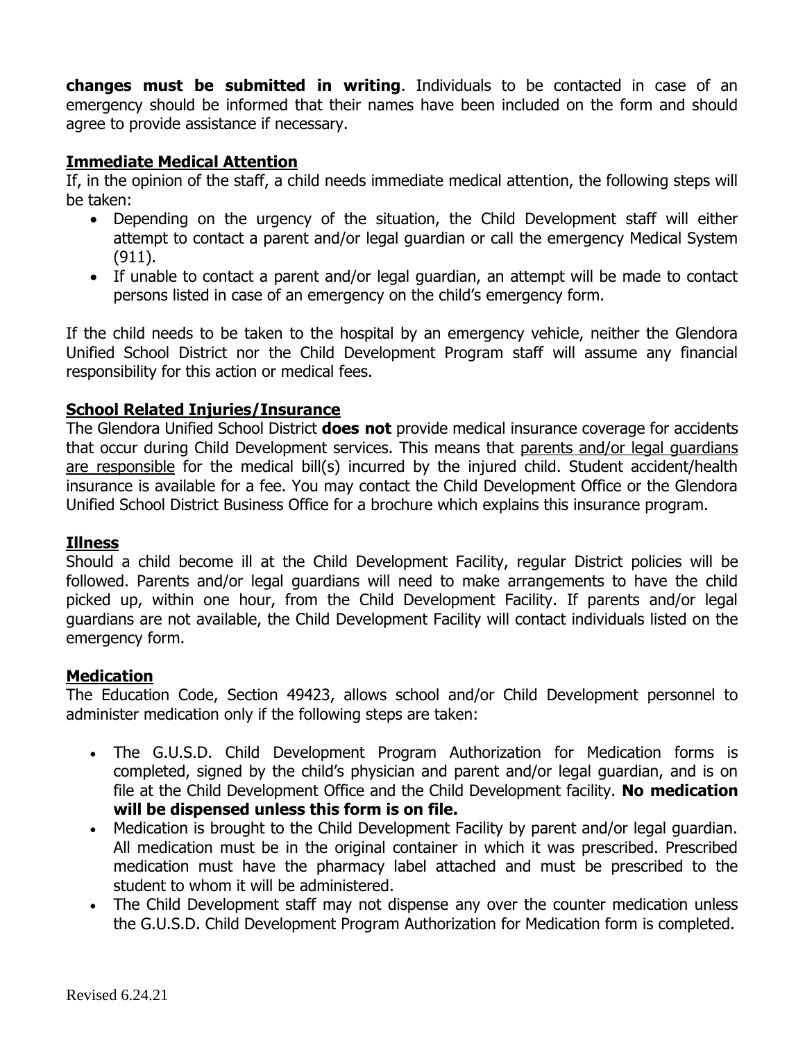**changes must be submitted in writing**. Individuals to be contacted in case of an emergency should be informed that their names have been included on the form and should agree to provide assistance if necessary.

**Immediate Medical Attention**

If, in the opinion of the staff, a child needs immediate medical attention, the following steps will be taken:

- Depending on the urgency of the situation, the Child Development staff will either attempt to contact a parent and/or legal guardian or call the emergency Medical System (911).
- If unable to contact a parent and/or legal guardian, an attempt will be made to contact persons listed in case of an emergency on the child's emergency form.

If the child needs to be taken to the hospital by an emergency vehicle, neither the Glendora Unified School District nor the Child Development Program staff will assume any financial responsibility for this action or medical fees.

**School Related Injuries/Insurance**

The Glendora Unified School District **does not** provide medical insurance coverage for accidents that occur during Child Development services. This means that parents and/or legal guardians are responsible for the medical bill(s) incurred by the injured child. Student accident/health insurance is available for a fee. You may contact the Child Development Office or the Glendora Unified School District Business Office for a brochure which explains this insurance program.

**Illness**

Should a child become ill at the Child Development Facility, regular District policies will be followed. Parents and/or legal guardians will need to make arrangements to have the child picked up, within one hour, from the Child Development Facility. If parents and/or legal guardians are not available, the Child Development Facility will contact individuals listed on the emergency form.

**Medication**

The Education Code, Section 49423, allows school and/or Child Development personnel to administer medication only if the following steps are taken:

- The G.U.S.D. Child Development Program Authorization for Medication forms is completed, signed by the child's physician and parent and/or legal guardian, and is on file at the Child Development Office and the Child Development facility. **No medication will be dispensed unless this form is on file.**
- Medication is brought to the Child Development Facility by parent and/or legal guardian. All medication must be in the original container in which it was prescribed. Prescribed medication must have the pharmacy label attached and must be prescribed to the student to whom it will be administered.
- The Child Development staff may not dispense any over the counter medication unless the G.U.S.D. Child Development Program Authorization for Medication form is completed.

Revised 6.24.21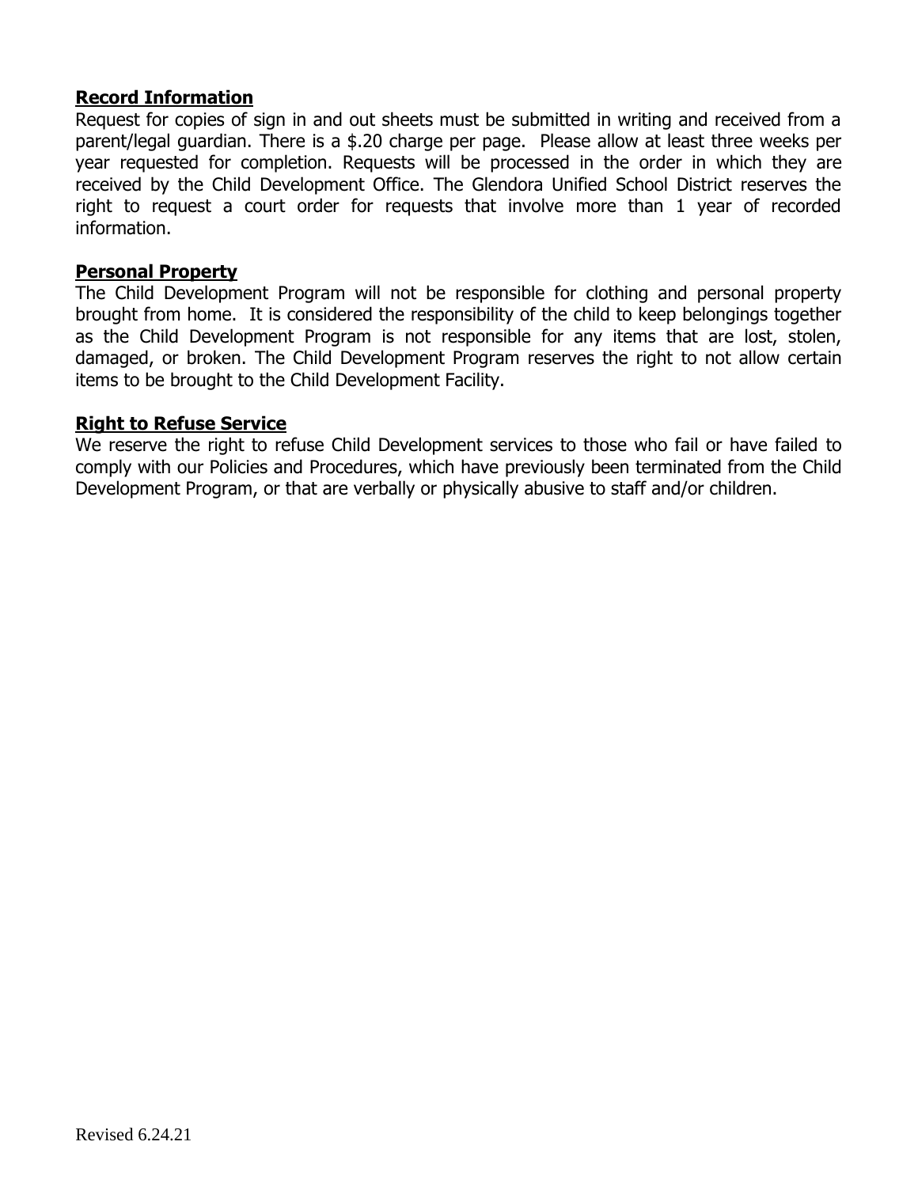**Record Information**

Request for copies of sign in and out sheets must be submitted in writing and received from a parent/legal guardian. There is a $.20 charge per page. Please allow at least three weeks per year requested for completion. Requests will be processed in the order in which they are received by the Child Development Office. The Glendora Unified School District reserves the right to request a court order for requests that involve more than 1 year of recorded information.

**Personal Property**

The Child Development Program will not be responsible for clothing and personal property brought from home. It is considered the responsibility of the child to keep belongings together as the Child Development Program is not responsible for any items that are lost, stolen, damaged, or broken. The Child Development Program reserves the right to not allow certain items to be brought to the Child Development Facility.

**Right to Refuse Service**

We reserve the right to refuse Child Development services to those who fail or have failed to comply with our Policies and Procedures, which have previously been terminated from the Child Development Program, or that are verbally or physically abusive to staff and/or children.

Revised 6.24.21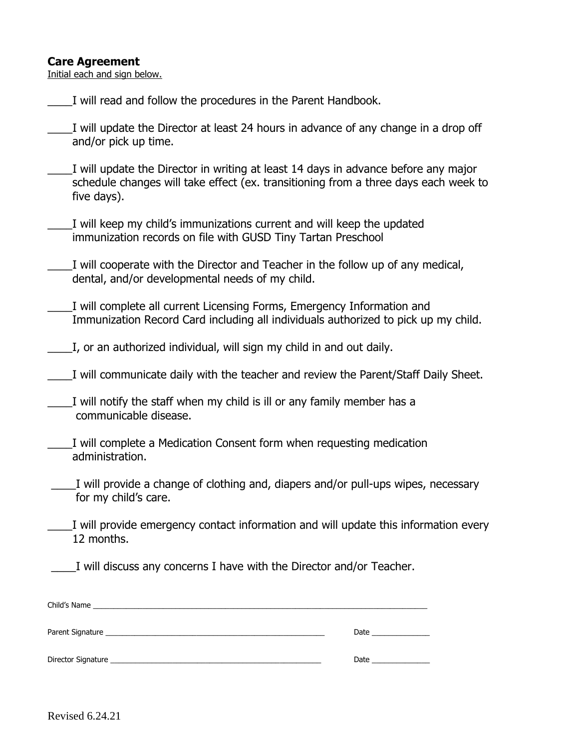## Care Agreement

Initial each and sign below.

____I will read and follow the procedures in the Parent Handbook.

____I will update the Director at least 24 hours in advance of any change in a drop off and/or pick up time.

____I will update the Director in writing at least 14 days in advance before any major schedule changes will take effect (ex. transitioning from a three days each week to five days).

____I will keep my child's immunizations current and will keep the updated immunization records on file with GUSD Tiny Tartan Preschool

____I will cooperate with the Director and Teacher in the follow up of any medical, dental, and/or developmental needs of my child.

____I will complete all current Licensing Forms, Emergency Information and Immunization Record Card including all individuals authorized to pick up my child.

____I, or an authorized individual, will sign my child in and out daily.

____I will communicate daily with the teacher and review the Parent/Staff Daily Sheet.

____I will notify the staff when my child is ill or any family member has a communicable disease.

____I will complete a Medication Consent form when requesting medication administration.

____I will provide a change of clothing and, diapers and/or pull-ups wipes, necessary for my child's care.

____I will provide emergency contact information and will update this information every 12 months.

____I will discuss any concerns I have with the Director and/or Teacher.

Child's Name ________________________________________________________________________________

Parent Signature ______________________________________________________ Date ______________

Director Signature ____________________________________________________ Date ______________

Revised 6.24.21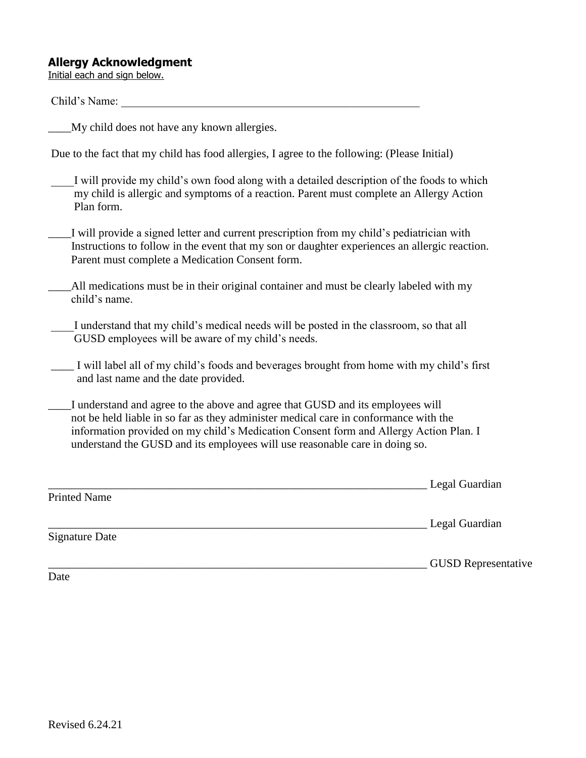## Allergy Acknowledgment

Initial each and sign below.

Child's Name: \_\_\_\_\_\_\_\_\_\_\_\_\_\_\_\_\_\_\_\_\_\_\_\_\_\_\_\_\_\_\_\_\_\_\_\_\_\_\_\_\_\_\_\_\_\_\_\_\_\_\_\_

\_\_\_\_My child does not have any known allergies.

Due to the fact that my child has food allergies, I agree to the following: (Please Initial)

\_\_\_\_I will provide my child's own food along with a detailed description of the foods to which my child is allergic and symptoms of a reaction. Parent must complete an Allergy Action Plan form.

\_\_\_\_I will provide a signed letter and current prescription from my child's pediatrician with Instructions to follow in the event that my son or daughter experiences an allergic reaction. Parent must complete a Medication Consent form.

\_\_\_\_All medications must be in their original container and must be clearly labeled with my child's name.

\_\_\_\_I understand that my child's medical needs will be posted in the classroom, so that all GUSD employees will be aware of my child's needs.

\_\_\_\_ I will label all of my child's foods and beverages brought from home with my child's first and last name and the date provided.

\_\_\_\_I understand and agree to the above and agree that GUSD and its employees will not be held liable in so far as they administer medical care in conformance with the information provided on my child's Medication Consent form and Allergy Action Plan. I understand the GUSD and its employees will use reasonable care in doing so.

\_\_\_\_\_\_\_\_\_\_\_\_\_\_\_\_\_\_\_\_\_\_\_\_\_\_\_\_\_\_\_\_\_\_\_\_\_\_\_\_\_\_\_\_\_\_\_\_\_\_\_\_\_\_\_\_\_\_\_\_\_\_\_\_ Legal Guardian
Printed Name

\_\_\_\_\_\_\_\_\_\_\_\_\_\_\_\_\_\_\_\_\_\_\_\_\_\_\_\_\_\_\_\_\_\_\_\_\_\_\_\_\_\_\_\_\_\_\_\_\_\_\_\_\_\_\_\_\_\_\_\_\_\_\_\_ Legal Guardian
Signature Date

\_\_\_\_\_\_\_\_\_\_\_\_\_\_\_\_\_\_\_\_\_\_\_\_\_\_\_\_\_\_\_\_\_\_\_\_\_\_\_\_\_\_\_\_\_\_\_\_\_\_\_\_\_\_\_\_\_\_\_\_\_\_\_\_ GUSD Representative
Date

Revised 6.24.21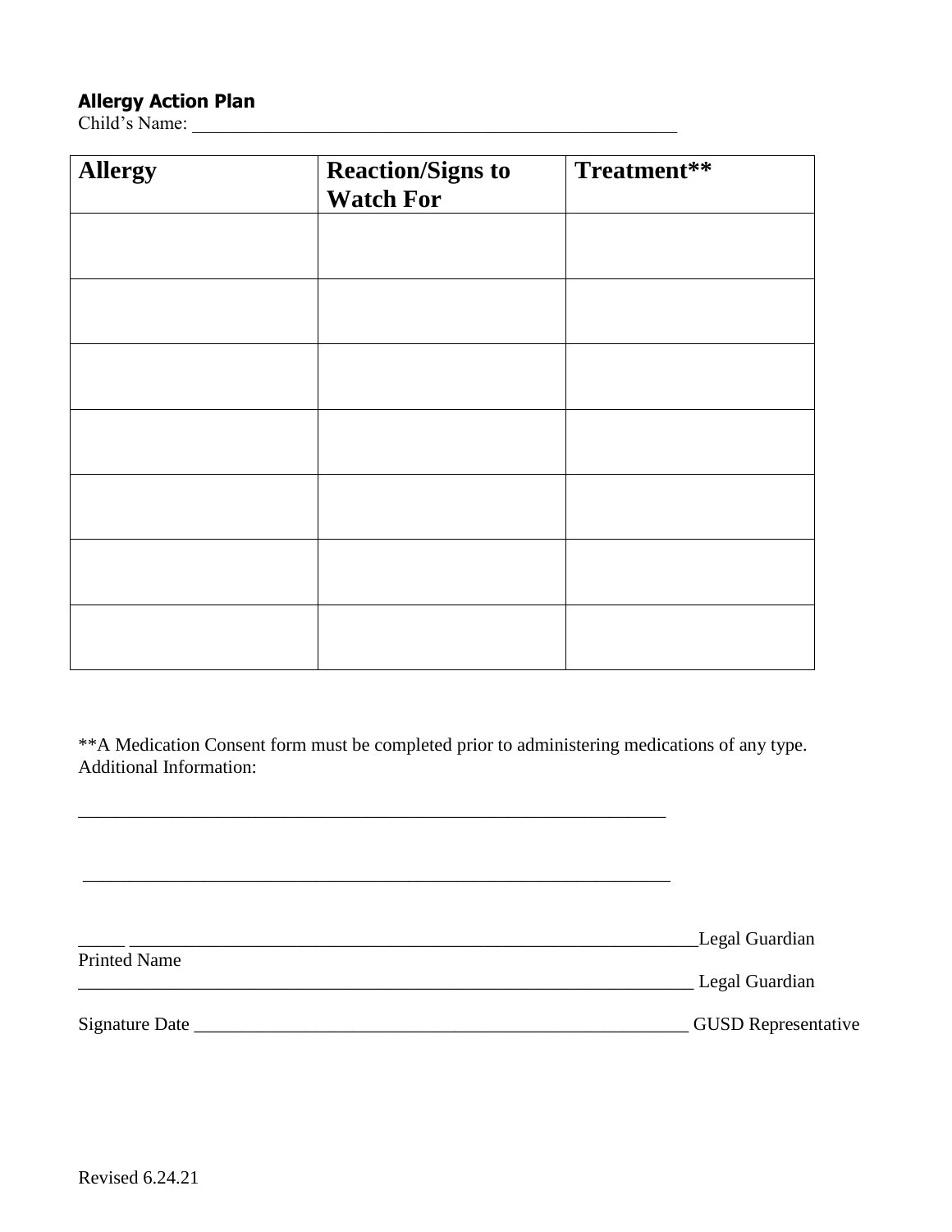**Allergy Action Plan**

Child's Name: ___________________________________________________

| Allergy | Reaction/Signs to Watch For | Treatment** |
|---|---|---|
| | | |
| | | |
| | | |
| | | |
| | | |
| | | |
| | | |

**A Medication Consent form must be completed prior to administering medications of any type.
Additional Information:

_________________________________________________________________

_________________________________________________________________

_____ _____________________________________________________________Legal Guardian
Printed Name
__________________________________________________________________ Legal Guardian

Signature Date _______________________________________________________ GUSD Representative

Revised 6.24.21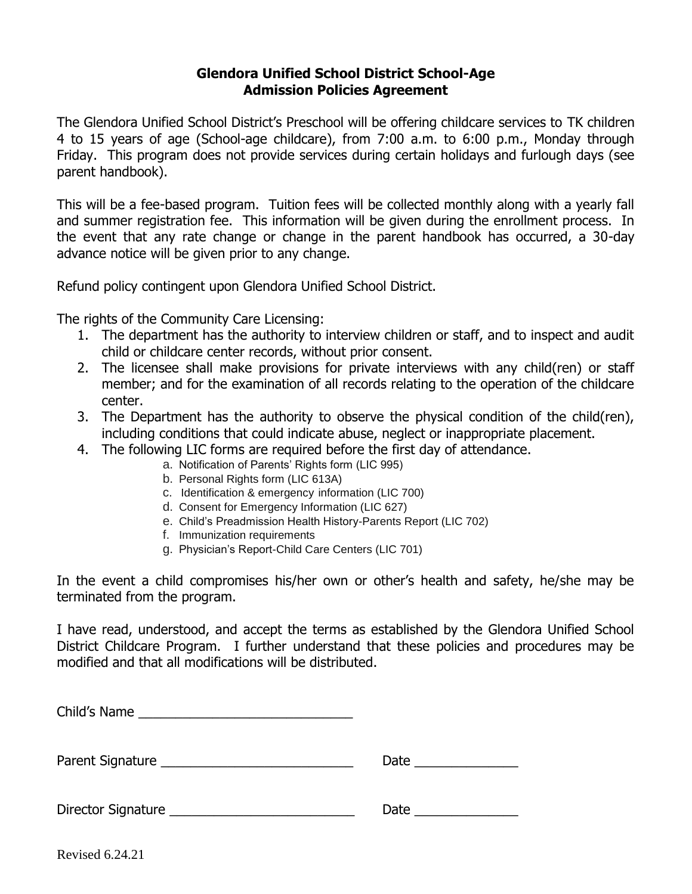**Glendora Unified School District School-Age**
**Admission Policies Agreement**

The Glendora Unified School District's Preschool will be offering childcare services to TK children 4 to 15 years of age (School-age childcare), from 7:00 a.m. to 6:00 p.m., Monday through Friday. This program does not provide services during certain holidays and furlough days (see parent handbook).

This will be a fee-based program. Tuition fees will be collected monthly along with a yearly fall and summer registration fee. This information will be given during the enrollment process. In the event that any rate change or change in the parent handbook has occurred, a 30-day advance notice will be given prior to any change.

Refund policy contingent upon Glendora Unified School District.

The rights of the Community Care Licensing:

1. The department has the authority to interview children or staff, and to inspect and audit child or childcare center records, without prior consent.
2. The licensee shall make provisions for private interviews with any child(ren) or staff member; and for the examination of all records relating to the operation of the childcare center.
3. The Department has the authority to observe the physical condition of the child(ren), including conditions that could indicate abuse, neglect or inappropriate placement.
4. The following LIC forms are required before the first day of attendance.
   a. Notification of Parents' Rights form (LIC 995)
   b. Personal Rights form (LIC 613A)
   c. Identification & emergency information (LIC 700)
   d. Consent for Emergency Information (LIC 627)
   e. Child's Preadmission Health History-Parents Report (LIC 702)
   f. Immunization requirements
   g. Physician's Report-Child Care Centers (LIC 701)

In the event a child compromises his/her own or other's health and safety, he/she may be terminated from the program.

I have read, understood, and accept the terms as established by the Glendora Unified School District Childcare Program. I further understand that these policies and procedures may be modified and that all modifications will be distributed.

Child's Name ______________________________

Parent Signature ___________________________ Date _______________

Director Signature __________________________ Date _______________

Revised 6.24.21